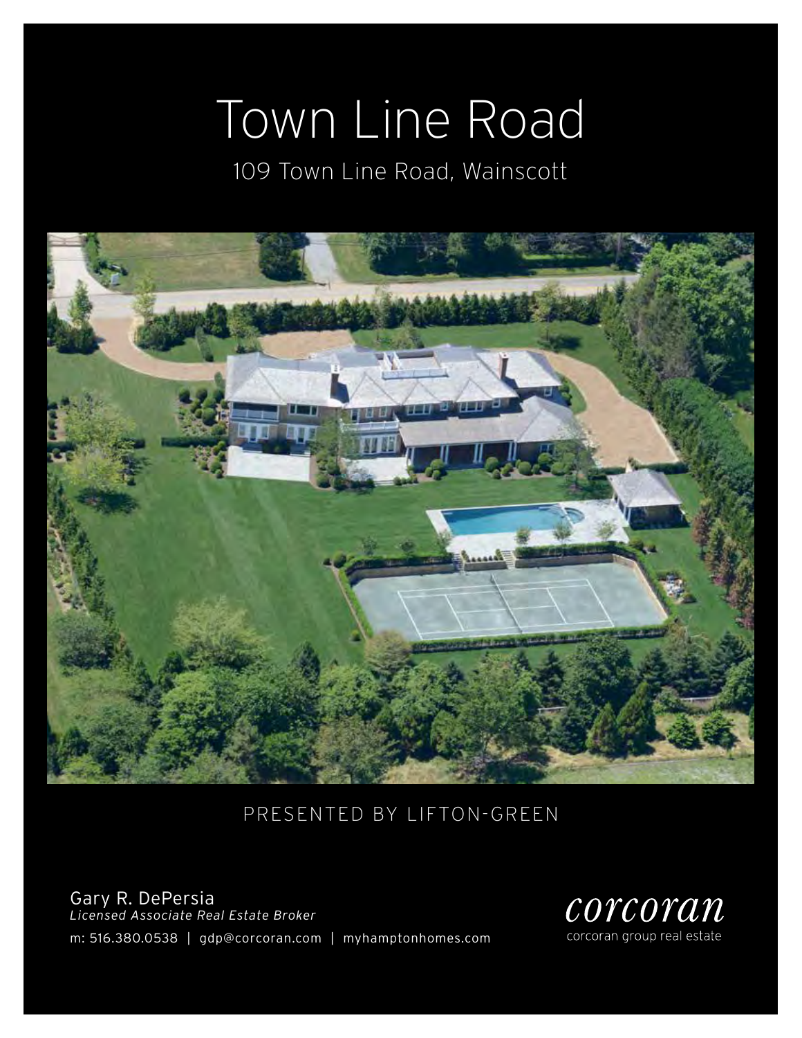# Town Line Road

109 Town Line Road, Wainscott

PRESENTED BY LIFTON-GREEN

Gary R. DePersia
*Licensed Associate Real Estate Broker*
m: 516.380.0538 | gdp@corcoran.com | myhamptonhomes.com

corcoran
corcoran group real estate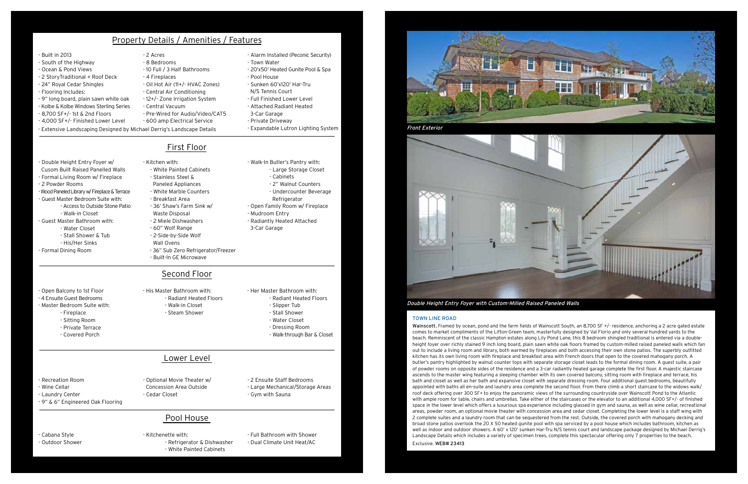## Property Details / Amenities / Features

- Built in 2013
- South of the Highway
- Ocean & Pond Views
- 2 StoryTraditional + Roof Deck
- 24" Royal Cedar Shingles
- Flooring Includes:
- 9" long board, plain sawn white oak
- Kolbe & Kolbe Windows Sterling Series
- 8,700 SF+/- 1st & 2nd Floors
- 4,000 SF+/- Finished Lower Level
- Extensive Landscaping Designed by Michael Derrig's Landscape Details
- 2 Acres
- 8 Bedrooms
- 10 Full / 3 Half Bathrooms
- 4 Fireplaces
- Oil Hot Air (11+/- HVAC Zones)
- Central Air Conditioning
- 12+/- Zone Irrigation System
- Central Vacuum
- Pre-Wired for Audio/Video/CAT5
- 600 amp Electrical Service
- Alarm Installed (Peconic Security)
- Town Water
- 20'x50' Heated Gunite Pool & Spa
- Pool House
- Sunken 60'x120' Har-Tru N/S Tennis Court
- Full Finished Lower Level
- Attached Radiant Heated 3-Car Garage
- Private Driveway
- Expandable Lutron Lighting System

## First Floor

- Double Height Entry Foyer w/ Cusom Built Raised Panelled Walls
- Formal Living Room w/ Fireplace
- 2 Powder Rooms
- Wood Paneled Library w/ Fireplace & Terrace
- Guest Master Bedroom Suite with:
  - Access to Outside Stone Patio
  - Walk-in Closet
- Guest Master Bathroom with:
  - Water Closet
  - Stall Shower & Tub
  - His/Her Sinks
- Formal Dining Room
- Kitchen with:
  - White Painted Cabinets
  - Stainless Steel & Paneled Appliances
  - White Marble Counters
  - Breakfast Area
  - 36' Shaw's Farm Sink w/ Waste Disposal
  - 2 Miele Dishwashers
  - 60" Wolf Range
  - 2-Side-by-Side Wolf Wall Ovens
  - 36" Sub Zero Refrigerator/Freezer
  - Built-In GE Microwave
- Walk-In Butler's Pantry with:
  - Large Storage Closet
  - Cabinets
  - 2" Walnut Counters
  - Undercounter Beverage Refrigerator
- Open Family Room w/ Fireplace
- Mudroom Entry
- Radiantly Heated Attached 3-Car Garage

## Second Floor

- Open Balcony to 1st Floor
- 4 Ensuite Guest Bedrooms
- Master Bedroom Suite with:
  - Fireplace
  - Sitting Room
  - Private Terrace
  - Covered Porch
- His Master Bathroom with:
  - Radiant Heated Floors
  - Walk-in Closet
  - Steam Shower
- Her Master Bathroom with:
  - Radiant Heated Floors
  - Slipper Tub
  - Stall Shower
  - Water Closet
  - Dressing Room
  - Walk-through Bar & Closet

## Lower Level

- Recreation Room
- Wine Cellar
- Laundry Center
- 9" & 6" Engineered Oak Flooring
- Optional Movie Theater w/ Concession Area Outside
- Cedar Closet
- 2 Ensuite Staff Bedrooms
- Large Mechanical/Storage Areas
- Gym with Sauna

## Pool House

- Cabana Style
- Outdoor Shower
- Kitchenette with:
  - Refrigerator & Dishwasher
  - White Painted Cabinets
- Full Bathroom with Shower
- Dual Climate Unit Heat/AC

*Front Exterior*

*Double Height Entry Foyer with Custom-Milled Raised Paneled Walls*

### TOWN LINE ROAD

**Wainscott.** Framed by ocean, pond and the farm fields of Wainscott South, an 8,700 SF +/- residence, anchoring a 2 acre gated estate comes to market compliments of the Lifton-Green team, masterfully designed by Val Florio and only several hundred yards to the beach. Reminiscent of the classic Hampton estates along Lily Pond Lane, this 8 bedroom shingled traditional is entered via a double-height foyer over richly stained 9 inch long board, plain sawn white oak floors framed by custom-milled raised paneled walls which fan out to include a living room and library, both warmed by fireplaces and both accessing their own stone patios. The superbly outfitted kitchen has its own living room with fireplace and breakfast area with French doors that open to the covered mahogany porch. A butler's pantry highlighted by walnut counter tops with separate storage closet leads to the formal dining room. A guest suite, a pair of powder rooms on opposite sides of the residence and a 3-car radiantly heated garage complete the first floor. A majestic staircase ascends to the master wing featuring a sleeping chamber with its own covered balcony, sitting room with fireplace and terrace, his bath and closet as well as her bath and expansive closet with separate dressing room. Four additional guest bedrooms, beautifully appointed with baths all en-suite and laundry area complete the second floor. From there climb a short staircase to the widows walk/roof deck offering over 300 SF+ to enjoy the panoramic views of the surrounding countryside over Wainscott Pond to the Atlantic with ample room for table, chairs and umbrellas. Take either of the staircases or the elevator to an additional 4,000 SF+/- of finished space in the lower level which offers a luxurious spa experience including glassed in gym and sauna, as well as wine cellar, recreational areas, powder room, an optional movie theater with concession area and cedar closet. Completing the lower level is a staff wing with 2 complete suites and a laundry room that can be sequestered from the rest. Outside, the covered porch with mahogany decking and broad stone patios overlook the 20 X 50 heated gunite pool with spa serviced by a pool house which includes bathroom, kitchen as well as indoor and outdoor showers. A 60' x 120' sunken Har-Tru N/S tennis court and landscape package designed by Michael Derrig's Landscape Details which includes a variety of specimen trees, complete this spectacular offering only 7 properties to the beach.

Exclusive. **WEB# 23413**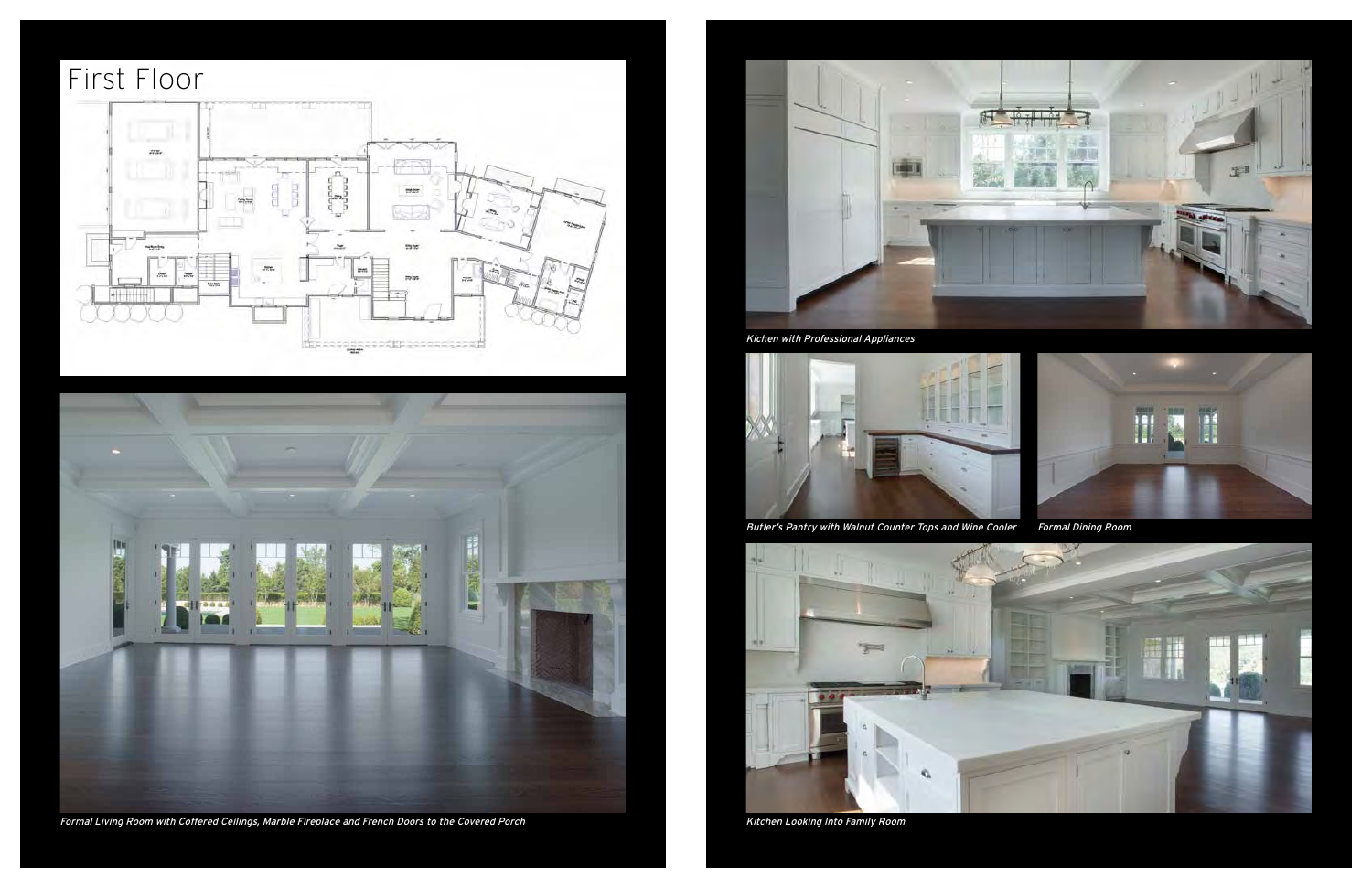# First Floor

*Formal Living Room with Coffered Ceilings, Marble Fireplace and French Doors to the Covered Porch*

*Kichen with Professional Appliances*

*Butler's Pantry with Walnut Counter Tops and Wine Cooler*

*Formal Dining Room*

*Kitchen Looking Into Family Room*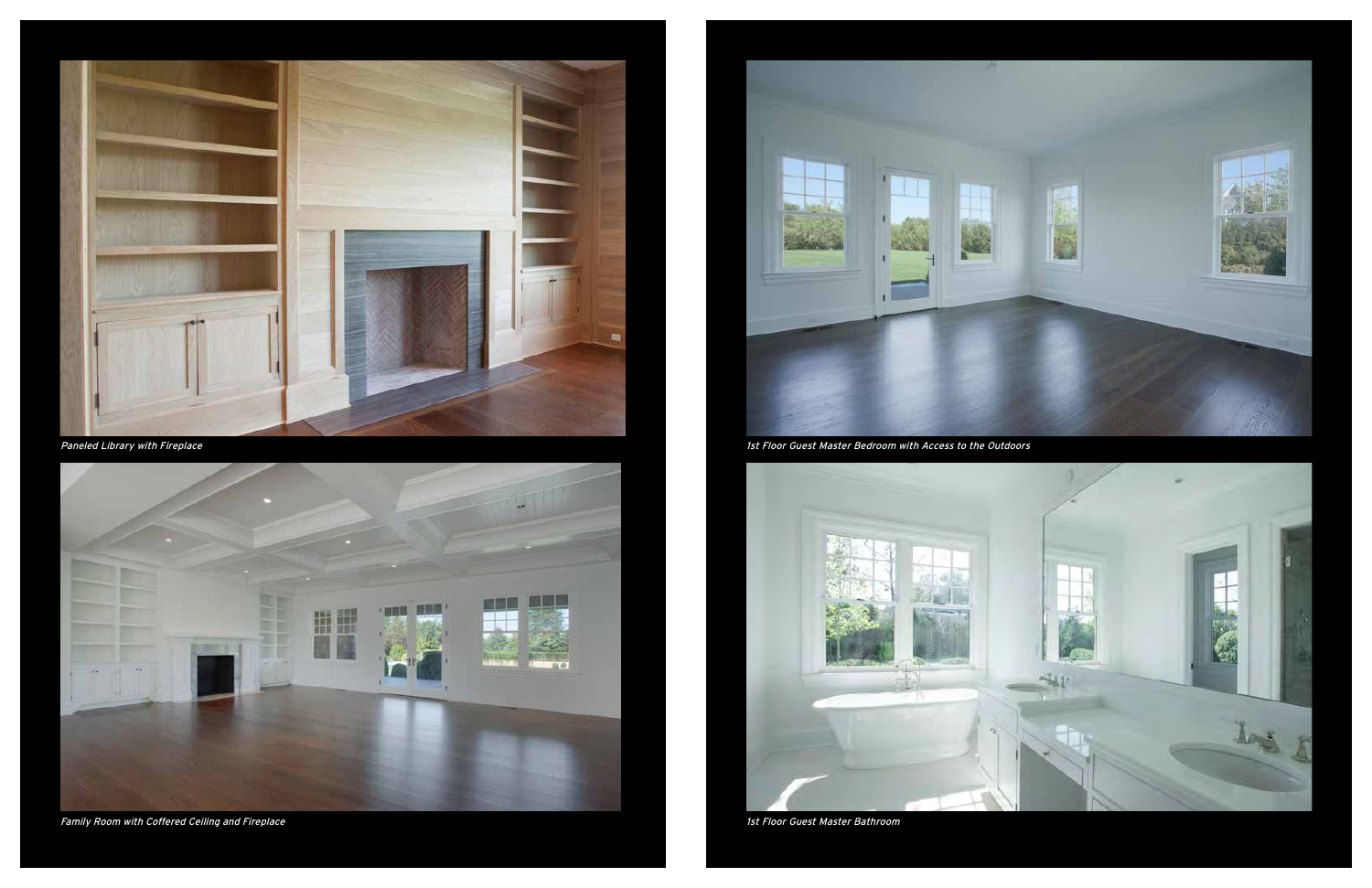*Paneled Library with Fireplace*

*Family Room with Coffered Ceiling and Fireplace*

*1st Floor Guest Master Bedroom with Access to the Outdoors*

*1st Floor Guest Master Bathroom*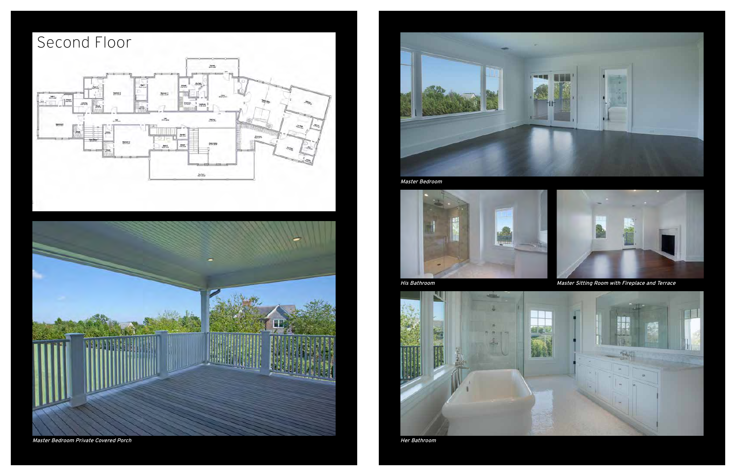# Second Floor

Master Bedroom Private Covered Porch

Master Bedroom

His Bathroom

Master Sitting Room with Fireplace and Terrace

Her Bathroom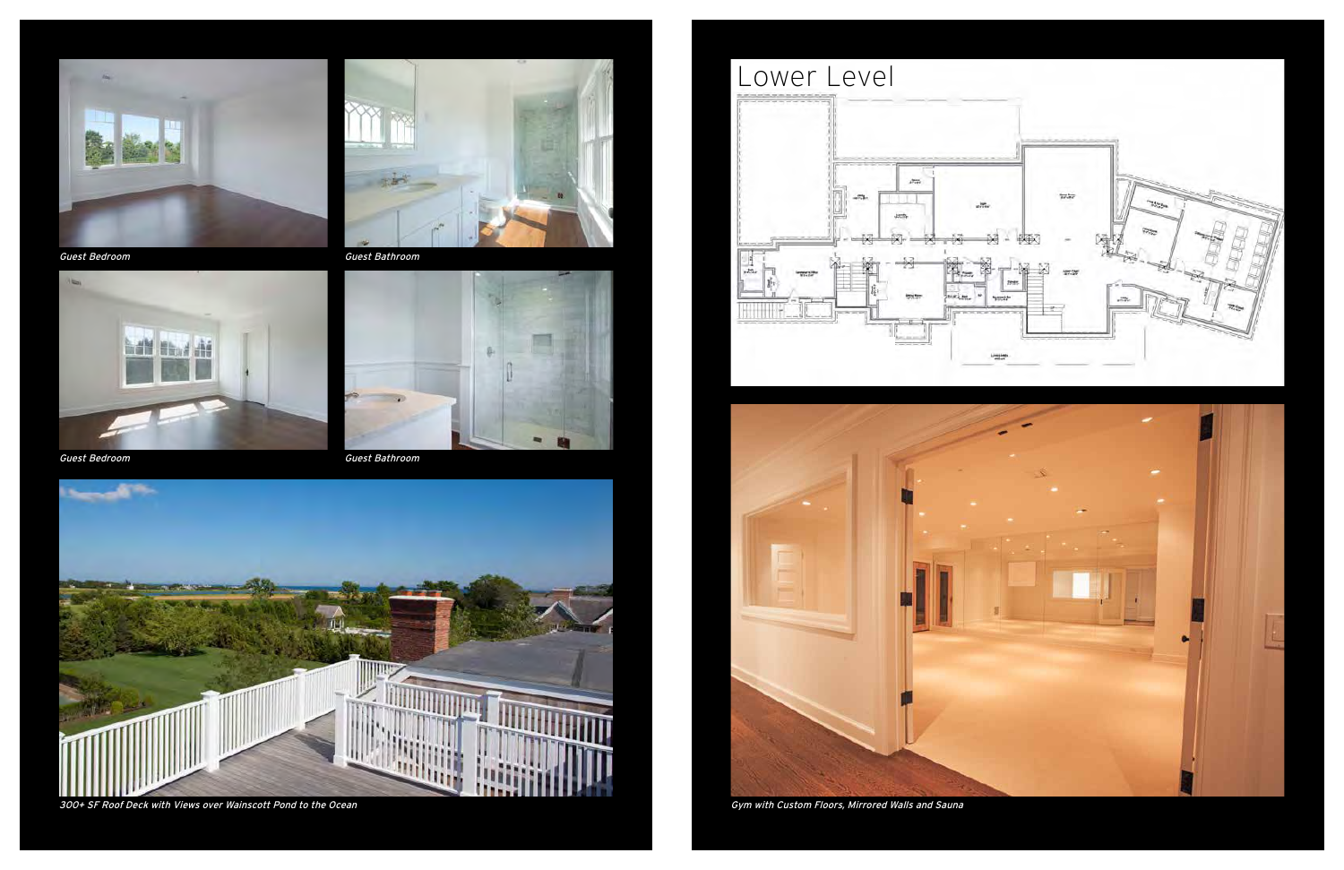Guest Bedroom

Guest Bathroom

Guest Bedroom

Guest Bathroom

300+ SF Roof Deck with Views over Wainscott Pond to the Ocean

# Lower Level

Gym with Custom Floors, Mirrored Walls and Sauna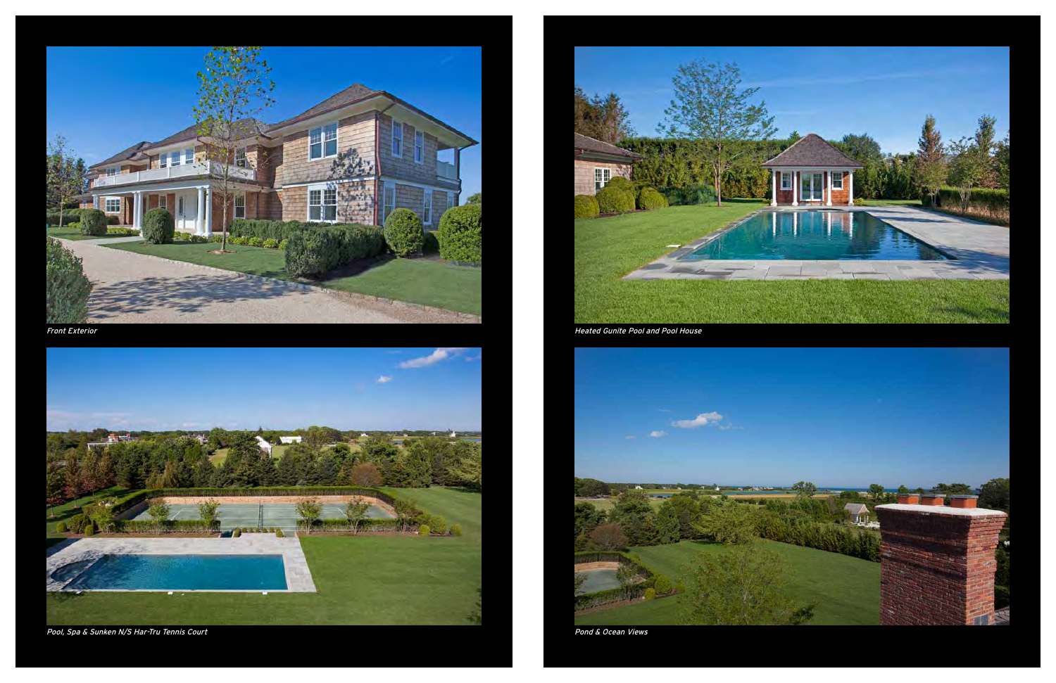*Front Exterior*

*Heated Gunite Pool and Pool House*

*Pool, Spa & Sunken N/S Har-Tru Tennis Court*

*Pond & Ocean Views*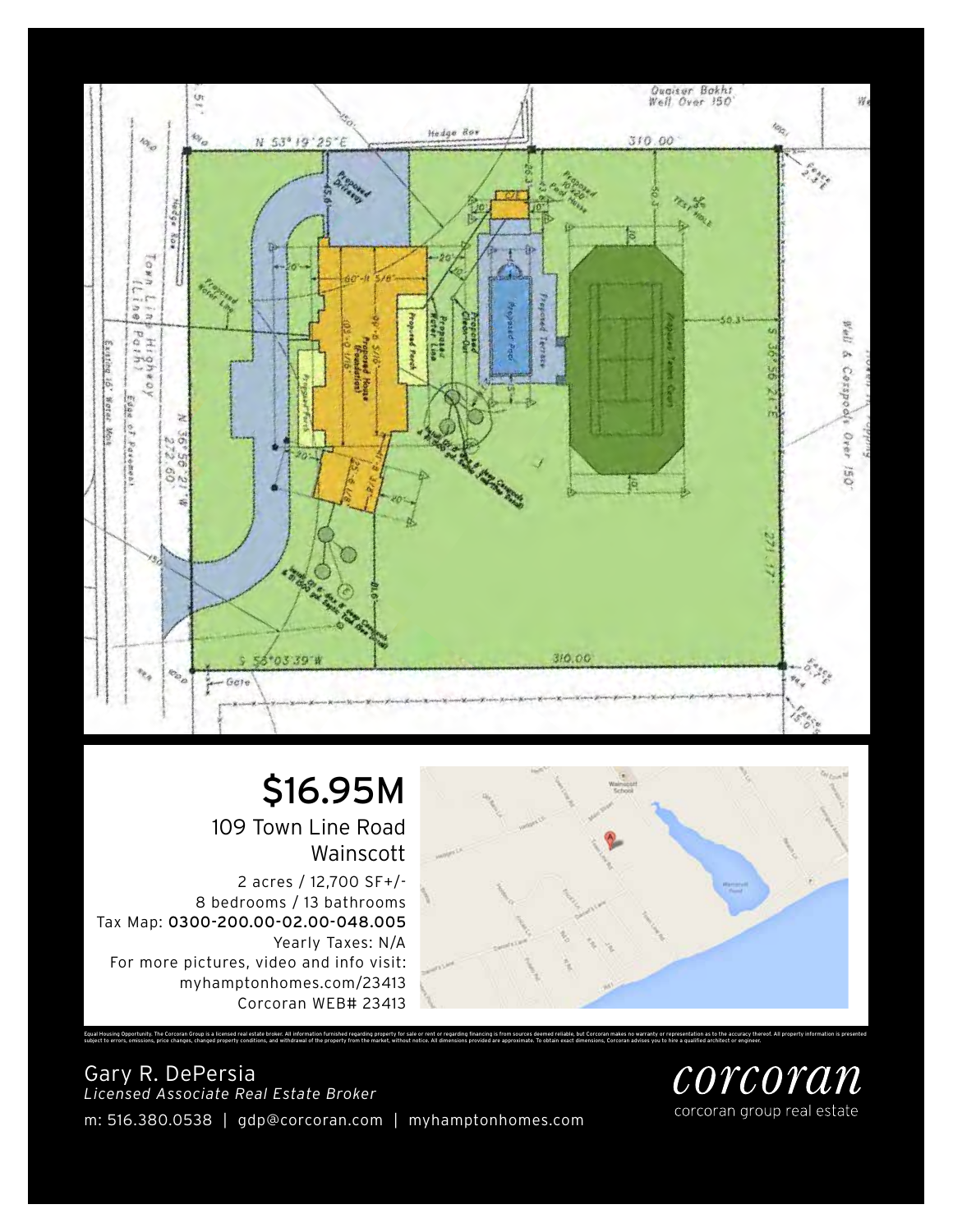# $16.95M

109 Town Line Road
Wainscott

2 acres / 12,700 SF+/-
8 bedrooms / 13 bathrooms
Tax Map: **0300-200.00-02.00-048.005**
Yearly Taxes: N/A
For more pictures, video and info visit:
myhamptonhomes.com/23413
Corcoran WEB# 23413

Equal Housing Opportunity. The Corcoran Group is a licensed real estate broker. All information furnished regarding property for sale or rent or regarding financing is from sources deemed reliable, but Corcoran makes no warranty or representation as to the accuracy thereof. All property information is presented subject to errors, omissions, price changes, changed property conditions, and withdrawal of the property from the market, without notice. All dimensions provided are approximate. To obtain exact dimensions, Corcoran advises you to hire a qualified architect or engineer.

Gary R. DePersia
*Licensed Associate Real Estate Broker*
m: 516.380.0538 | gdp@corcoran.com | myhamptonhomes.com

*corcoran*
corcoran group real estate